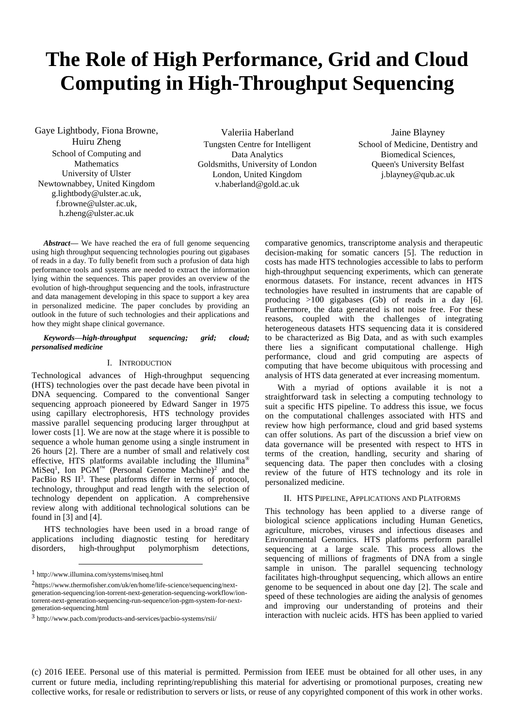# The Role of High Performance, Grid and Cloud Computing in High-Throughput Sequencing

Gaye Lightbody, Fiona Browne, Huiru Zheng
School of Computing and Mathematics
University of Ulster
Newtownabbey, United Kingdom
g.lightbody@ulster.ac.uk, f.browne@ulster.ac.uk, h.zheng@ulster.ac.uk

Valeriia Haberland
Tungsten Centre for Intelligent Data Analytics
Goldsmiths, University of London
London, United Kingdom
v.haberland@gold.ac.uk

Jaine Blayney
School of Medicine, Dentistry and Biomedical Sciences,
Queen's University Belfast
j.blayney@qub.ac.uk

***Abstract*****—** We have reached the era of full genome sequencing using high throughput sequencing technologies pouring out gigabases of reads in a day. To fully benefit from such a profusion of data high performance tools and systems are needed to extract the information lying within the sequences. This paper provides an overview of the evolution of high-throughput sequencing and the tools, infrastructure and data management developing in this space to support a key area in personalized medicine. The paper concludes by providing an outlook in the future of such technologies and their applications and how they might shape clinical governance.

***Keywords—high-throughput sequencing; grid; cloud; personalised medicine***

## I. Introduction

Technological advances of High-throughput sequencing (HTS) technologies over the past decade have been pivotal in DNA sequencing. Compared to the conventional Sanger sequencing approach pioneered by Edward Sanger in 1975 using capillary electrophoresis, HTS technology provides massive parallel sequencing producing larger throughput at lower costs [1]. We are now at the stage where it is possible to sequence a whole human genome using a single instrument in 26 hours [2]. There are a number of small and relatively cost effective, HTS platforms available including the Illumina® MiSeq[1], Ion PGM™ (Personal Genome Machine)[2] and the PacBio RS II[3]. These platforms differ in terms of protocol, technology, throughput and read length with the selection of technology dependent on application. A comprehensive review along with additional technological solutions can be found in [3] and [4].

HTS technologies have been used in a broad range of applications including diagnostic testing for hereditary disorders, high-throughput polymorphism detections, comparative genomics, transcriptome analysis and therapeutic decision-making for somatic cancers [5]. The reduction in costs has made HTS technologies accessible to labs to perform high-throughput sequencing experiments, which can generate enormous datasets. For instance, recent advances in HTS technologies have resulted in instruments that are capable of producing >100 gigabases (Gb) of reads in a day [6]. Furthermore, the data generated is not noise free. For these reasons, coupled with the challenges of integrating heterogeneous datasets HTS sequencing data it is considered to be characterized as Big Data, and as with such examples there lies a significant computational challenge. High performance, cloud and grid computing are aspects of computing that have become ubiquitous with processing and analysis of HTS data generated at ever increasing momentum.

With a myriad of options available it is not a straightforward task in selecting a computing technology to suit a specific HTS pipeline. To address this issue, we focus on the computational challenges associated with HTS and review how high performance, cloud and grid based systems can offer solutions. As part of the discussion a brief view on data governance will be presented with respect to HTS in terms of the creation, handling, security and sharing of sequencing data. The paper then concludes with a closing review of the future of HTS technology and its role in personalized medicine.

## II. HTS Pipeline, Applications and Platforms

This technology has been applied to a diverse range of biological science applications including Human Genetics, agriculture, microbes, viruses and infectious diseases and Environmental Genomics. HTS platforms perform parallel sequencing at a large scale. This process allows the sequencing of millions of fragments of DNA from a single sample in unison. The parallel sequencing technology facilitates high-throughput sequencing, which allows an entire genome to be sequenced in about one day [2]. The scale and speed of these technologies are aiding the analysis of genomes and improving our understanding of proteins and their interaction with nucleic acids. HTS has been applied to varied

[1] http://www.illumina.com/systems/miseq.html

[2] https://www.thermofisher.com/uk/en/home/life-science/sequencing/next-generation-sequencing/ion-torrent-next-generation-sequencing-workflow/ion-torrent-next-generation-sequencing-run-sequence/ion-pgm-system-for-next-generation-sequencing.html

[3] http://www.pacb.com/products-and-services/pacbio-systems/rsii/

(c) 2016 IEEE. Personal use of this material is permitted. Permission from IEEE must be obtained for all other uses, in any current or future media, including reprinting/republishing this material for advertising or promotional purposes, creating new collective works, for resale or redistribution to servers or lists, or reuse of any copyrighted component of this work in other works.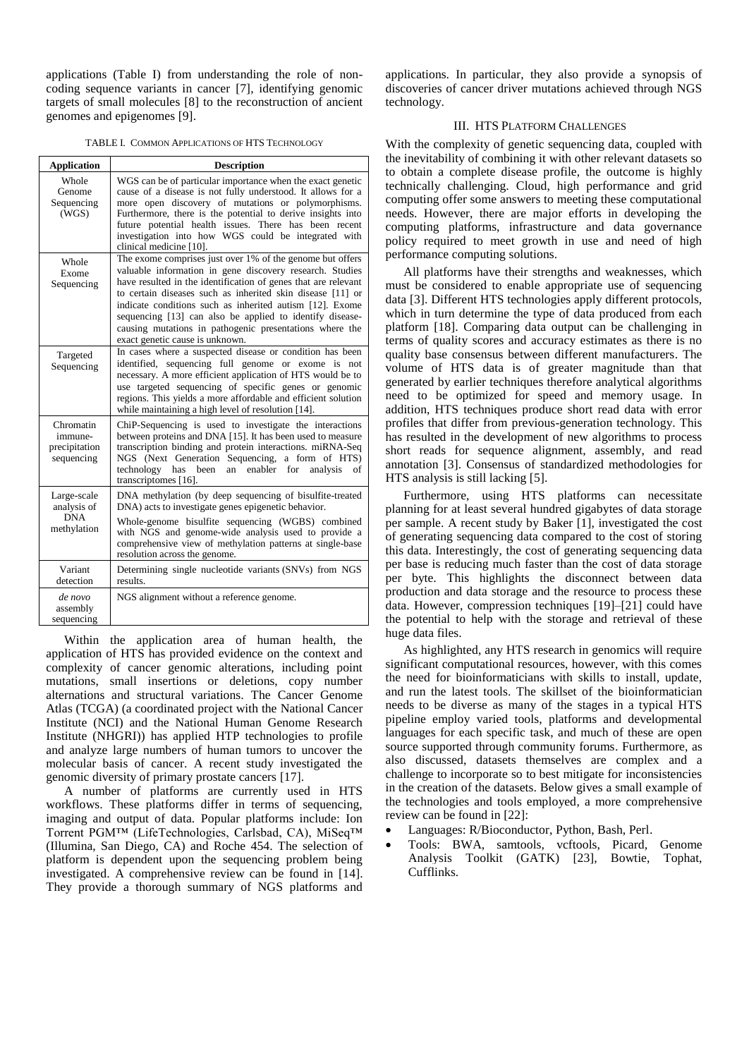applications (Table I) from understanding the role of non-coding sequence variants in cancer [7], identifying genomic targets of small molecules [8] to the reconstruction of ancient genomes and epigenomes [9].

TABLE I. COMMON APPLICATIONS OF HTS TECHNOLOGY

| Application | Description |
|---|---|
| Whole Genome Sequencing (WGS) | WGS can be of particular importance when the exact genetic cause of a disease is not fully understood. It allows for a more open discovery of mutations or polymorphisms. Furthermore, there is the potential to derive insights into future potential health issues. There has been recent investigation into how WGS could be integrated with clinical medicine [10]. |
| Whole Exome Sequencing | The exome comprises just over 1% of the genome but offers valuable information in gene discovery research. Studies have resulted in the identification of genes that are relevant to certain diseases such as inherited skin disease [11] or indicate conditions such as inherited autism [12]. Exome sequencing [13] can also be applied to identify disease-causing mutations in pathogenic presentations where the exact genetic cause is unknown. |
| Targeted Sequencing | In cases where a suspected disease or condition has been identified, sequencing full genome or exome is not necessary. A more efficient application of HTS would be to use targeted sequencing of specific genes or genomic regions. This yields a more affordable and efficient solution while maintaining a high level of resolution [14]. |
| Chromatin immune-precipitation sequencing | ChiP-Sequencing is used to investigate the interactions between proteins and DNA [15]. It has been used to measure transcription binding and protein interactions. miRNA-Seq NGS (Next Generation Sequencing, a form of HTS) technology has been an enabler for analysis of transcriptomes [16]. |
| Large-scale analysis of DNA methylation | DNA methylation (by deep sequencing of bisulfite-treated DNA) acts to investigate genes epigenetic behavior. Whole-genome bisulfite sequencing (WGBS) combined with NGS and genome-wide analysis used to provide a comprehensive view of methylation patterns at single-base resolution across the genome. |
| Variant detection | Determining single nucleotide variants (SNVs) from NGS results. |
| *de novo* assembly sequencing | NGS alignment without a reference genome. |

Within the application area of human health, the application of HTS has provided evidence on the context and complexity of cancer genomic alterations, including point mutations, small insertions or deletions, copy number alternations and structural variations. The Cancer Genome Atlas (TCGA) (a coordinated project with the National Cancer Institute (NCI) and the National Human Genome Research Institute (NHGRI)) has applied HTP technologies to profile and analyze large numbers of human tumors to uncover the molecular basis of cancer. A recent study investigated the genomic diversity of primary prostate cancers [17].

A number of platforms are currently used in HTS workflows. These platforms differ in terms of sequencing, imaging and output of data. Popular platforms include: Ion Torrent PGM™ (LifeTechnologies, Carlsbad, CA), MiSeq™ (Illumina, San Diego, CA) and Roche 454. The selection of platform is dependent upon the sequencing problem being investigated. A comprehensive review can be found in [14]. They provide a thorough summary of NGS platforms and applications. In particular, they also provide a synopsis of discoveries of cancer driver mutations achieved through NGS technology.

## III. HTS Platform Challenges

With the complexity of genetic sequencing data, coupled with the inevitability of combining it with other relevant datasets so to obtain a complete disease profile, the outcome is highly technically challenging. Cloud, high performance and grid computing offer some answers to meeting these computational needs. However, there are major efforts in developing the computing platforms, infrastructure and data governance policy required to meet growth in use and need of high performance computing solutions.

All platforms have their strengths and weaknesses, which must be considered to enable appropriate use of sequencing data [3]. Different HTS technologies apply different protocols, which in turn determine the type of data produced from each platform [18]. Comparing data output can be challenging in terms of quality scores and accuracy estimates as there is no quality base consensus between different manufacturers. The volume of HTS data is of greater magnitude than that generated by earlier techniques therefore analytical algorithms need to be optimized for speed and memory usage. In addition, HTS techniques produce short read data with error profiles that differ from previous-generation technology. This has resulted in the development of new algorithms to process short reads for sequence alignment, assembly, and read annotation [3]. Consensus of standardized methodologies for HTS analysis is still lacking [5].

Furthermore, using HTS platforms can necessitate planning for at least several hundred gigabytes of data storage per sample. A recent study by Baker [1], investigated the cost of generating sequencing data compared to the cost of storing this data. Interestingly, the cost of generating sequencing data per base is reducing much faster than the cost of data storage per byte. This highlights the disconnect between data production and data storage and the resource to process these data. However, compression techniques [19]–[21] could have the potential to help with the storage and retrieval of these huge data files.

As highlighted, any HTS research in genomics will require significant computational resources, however, with this comes the need for bioinformaticians with skills to install, update, and run the latest tools. The skillset of the bioinformatician needs to be diverse as many of the stages in a typical HTS pipeline employ varied tools, platforms and developmental languages for each specific task, and much of these are open source supported through community forums. Furthermore, as also discussed, datasets themselves are complex and a challenge to incorporate so to best mitigate for inconsistencies in the creation of the datasets. Below gives a small example of the technologies and tools employed, a more comprehensive review can be found in [22]:

- Languages: R/Bioconductor, Python, Bash, Perl.
- Tools: BWA, samtools, vcftools, Picard, Genome Analysis Toolkit (GATK) [23], Bowtie, Tophat, Cufflinks.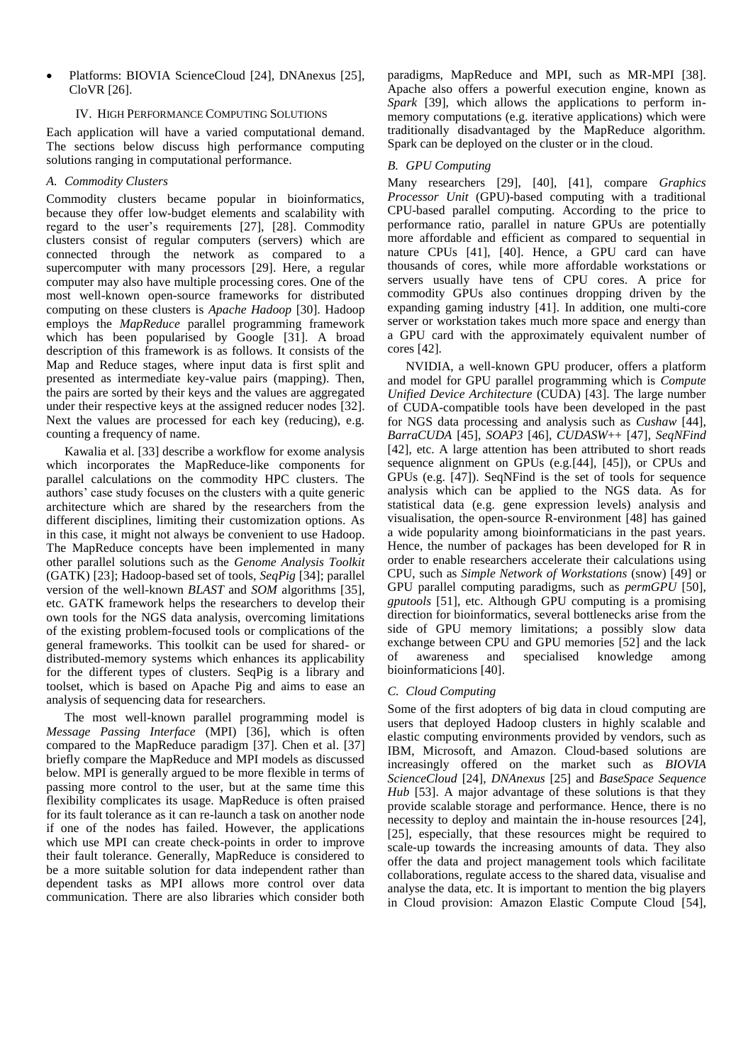- Platforms: BIOVIA ScienceCloud [24], DNAnexus [25], CloVR [26].

## IV. High Performance Computing Solutions

Each application will have a varied computational demand. The sections below discuss high performance computing solutions ranging in computational performance.

### A. Commodity Clusters

Commodity clusters became popular in bioinformatics, because they offer low-budget elements and scalability with regard to the user's requirements [27], [28]. Commodity clusters consist of regular computers (servers) which are connected through the network as compared to a supercomputer with many processors [29]. Here, a regular computer may also have multiple processing cores. One of the most well-known open-source frameworks for distributed computing on these clusters is *Apache Hadoop* [30]. Hadoop employs the *MapReduce* parallel programming framework which has been popularised by Google [31]. A broad description of this framework is as follows. It consists of the Map and Reduce stages, where input data is first split and presented as intermediate key-value pairs (mapping). Then, the pairs are sorted by their keys and the values are aggregated under their respective keys at the assigned reducer nodes [32]. Next the values are processed for each key (reducing), e.g. counting a frequency of name.

Kawalia et al. [33] describe a workflow for exome analysis which incorporates the MapReduce-like components for parallel calculations on the commodity HPC clusters. The authors' case study focuses on the clusters with a quite generic architecture which are shared by the researchers from the different disciplines, limiting their customization options. As in this case, it might not always be convenient to use Hadoop. The MapReduce concepts have been implemented in many other parallel solutions such as the *Genome Analysis Toolkit* (GATK) [23]; Hadoop-based set of tools, *SeqPig* [34]; parallel version of the well-known *BLAST* and *SOM* algorithms [35], etc. GATK framework helps the researchers to develop their own tools for the NGS data analysis, overcoming limitations of the existing problem-focused tools or complications of the general frameworks. This toolkit can be used for shared- or distributed-memory systems which enhances its applicability for the different types of clusters. SeqPig is a library and toolset, which is based on Apache Pig and aims to ease an analysis of sequencing data for researchers.

The most well-known parallel programming model is *Message Passing Interface* (MPI) [36], which is often compared to the MapReduce paradigm [37]. Chen et al. [37] briefly compare the MapReduce and MPI models as discussed below. MPI is generally argued to be more flexible in terms of passing more control to the user, but at the same time this flexibility complicates its usage. MapReduce is often praised for its fault tolerance as it can re-launch a task on another node if one of the nodes has failed. However, the applications which use MPI can create check-points in order to improve their fault tolerance. Generally, MapReduce is considered to be a more suitable solution for data independent rather than dependent tasks as MPI allows more control over data communication. There are also libraries which consider both paradigms, MapReduce and MPI, such as MR-MPI [38]. Apache also offers a powerful execution engine, known as *Spark* [39], which allows the applications to perform in-memory computations (e.g. iterative applications) which were traditionally disadvantaged by the MapReduce algorithm. Spark can be deployed on the cluster or in the cloud.

### B. GPU Computing

Many researchers [29], [40], [41], compare *Graphics Processor Unit* (GPU)-based computing with a traditional CPU-based parallel computing. According to the price to performance ratio, parallel in nature GPUs are potentially more affordable and efficient as compared to sequential in nature CPUs [41], [40]. Hence, a GPU card can have thousands of cores, while more affordable workstations or servers usually have tens of CPU cores. A price for commodity GPUs also continues dropping driven by the expanding gaming industry [41]. In addition, one multi-core server or workstation takes much more space and energy than a GPU card with the approximately equivalent number of cores [42].

NVIDIA, a well-known GPU producer, offers a platform and model for GPU parallel programming which is *Compute Unified Device Architecture* (CUDA) [43]. The large number of CUDA-compatible tools have been developed in the past for NGS data processing and analysis such as *Cushaw* [44], *BarraCUDA* [45], *SOAP3* [46], *CUDASW++* [47], *SeqNFind* [42], etc. A large attention has been attributed to short reads sequence alignment on GPUs (e.g.[44], [45]), or CPUs and GPUs (e.g. [47]). SeqNFind is the set of tools for sequence analysis which can be applied to the NGS data. As for statistical data (e.g. gene expression levels) analysis and visualisation, the open-source R-environment [48] has gained a wide popularity among bioinformaticians in the past years. Hence, the number of packages has been developed for R in order to enable researchers accelerate their calculations using CPU, such as *Simple Network of Workstations* (snow) [49] or GPU parallel computing paradigms, such as *permGPU* [50], *gputools* [51], etc. Although GPU computing is a promising direction for bioinformatics, several bottlenecks arise from the side of GPU memory limitations; a possibly slow data exchange between CPU and GPU memories [52] and the lack of awareness and specialised knowledge among bioinformaticions [40].

### C. Cloud Computing

Some of the first adopters of big data in cloud computing are users that deployed Hadoop clusters in highly scalable and elastic computing environments provided by vendors, such as IBM, Microsoft, and Amazon. Cloud-based solutions are increasingly offered on the market such as *BIOVIA ScienceCloud* [24], *DNAnexus* [25] and *BaseSpace Sequence Hub* [53]. A major advantage of these solutions is that they provide scalable storage and performance. Hence, there is no necessity to deploy and maintain the in-house resources [24], [25], especially, that these resources might be required to scale-up towards the increasing amounts of data. They also offer the data and project management tools which facilitate collaborations, regulate access to the shared data, visualise and analyse the data, etc. It is important to mention the big players in Cloud provision: Amazon Elastic Compute Cloud [54],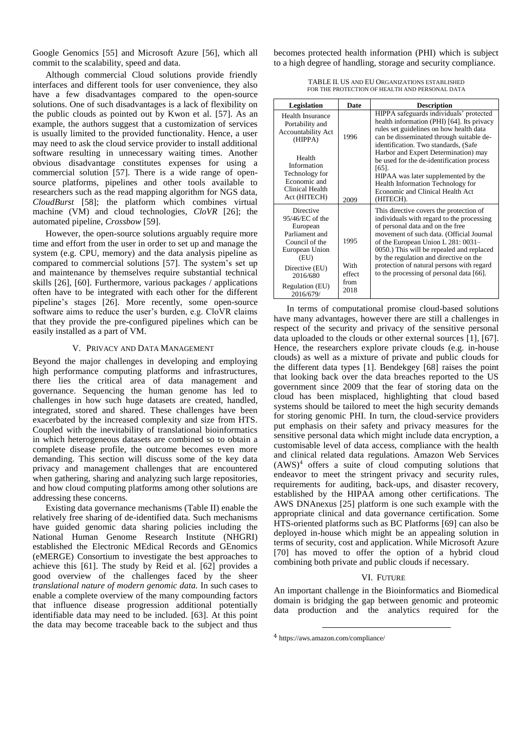Google Genomics [55] and Microsoft Azure [56], which all commit to the scalability, speed and data.

Although commercial Cloud solutions provide friendly interfaces and different tools for user convenience, they also have a few disadvantages compared to the open-source solutions. One of such disadvantages is a lack of flexibility on the public clouds as pointed out by Kwon et al. [57]. As an example, the authors suggest that a customization of services is usually limited to the provided functionality. Hence, a user may need to ask the cloud service provider to install additional software resulting in unnecessary waiting times. Another obvious disadvantage constitutes expenses for using a commercial solution [57]. There is a wide range of open-source platforms, pipelines and other tools available to researchers such as the read mapping algorithm for NGS data, *CloudBurst* [58]; the platform which combines virtual machine (VM) and cloud technologies, *CloVR* [26]; the automated pipeline, *Crossbow* [59].

However, the open-source solutions arguably require more time and effort from the user in order to set up and manage the system (e.g. CPU, memory) and the data analysis pipeline as compared to commercial solutions [57]. The system's set up and maintenance by themselves require substantial technical skills [26], [60]. Furthermore, various packages / applications often have to be integrated with each other for the different pipeline's stages [26]. More recently, some open-source software aims to reduce the user's burden, e.g. CloVR claims that they provide the pre-configured pipelines which can be easily installed as a part of VM.

## V. Privacy and Data Management

Beyond the major challenges in developing and employing high performance computing platforms and infrastructures, there lies the critical area of data management and governance. Sequencing the human genome has led to challenges in how such huge datasets are created, handled, integrated, stored and shared. These challenges have been exacerbated by the increased complexity and size from HTS. Coupled with the inevitability of translational bioinformatics in which heterogeneous datasets are combined so to obtain a complete disease profile, the outcome becomes even more demanding. This section will discuss some of the key data privacy and management challenges that are encountered when gathering, sharing and analyzing such large repositories, and how cloud computing platforms among other solutions are addressing these concerns.

Existing data governance mechanisms (Table II) enable the relatively free sharing of de-identified data. Such mechanisms have guided genomic data sharing policies including the National Human Genome Research Institute (NHGRI) established the Electronic MEdical Records and GEnomics (eMERGE) Consortium to investigate the best approaches to achieve this [61]. The study by Reid et al. [62] provides a good overview of the challenges faced by the sheer *translational nature of modern genomic data.* In such cases to enable a complete overview of the many compounding factors that influence disease progression additional potentially identifiable data may need to be included. [63]. At this point the data may become traceable back to the subject and thus becomes protected health information (PHI) which is subject to a high degree of handling, storage and security compliance.

TABLE II. US and EU Organizations Established for the Protection of Health and Personal Data

| Legislation | Date | Description |
|---|---|---|
| Health Insurance Portability and Accountability Act (HIPPA)<br><br>Health Information Technology for Economic and Clinical Health Act (HITECH) | 1996<br><br>2009 | HIPPA safeguards individuals' protected health information (PHI) [64]. Its privacy rules set guidelines on how health data can be disseminated through suitable de-identification. Two standards, (Safe Harbor and Expert Determination) may be used for the de-identification process [65].<br>HIPAA was later supplemented by the Health Information Technology for Economic and Clinical Health Act (HITECH). |
| Directive 95/46/EC of the European Parliament and Council of the European Union (EU)<br><br>Directive (EU) 2016/680<br>Regulation (EU) 2016/679/ | 1995<br><br>With effect from 2018 | This directive covers the protection of individuals with regard to the processing of personal data and on the free movement of such data. (Official Journal of the European Union L 281: 0031–0050.) This will be repealed and replaced by the regulation and directive on the protection of natural persons with regard to the processing of personal data [66]. |

In terms of computational promise cloud-based solutions have many advantages, however there are still a challenges in respect of the security and privacy of the sensitive personal data uploaded to the clouds or other external sources [1], [67]. Hence, the researchers explore private clouds (e.g. in-house clouds) as well as a mixture of private and public clouds for the different data types [1]. Bendekgey [68] raises the point that looking back over the data breaches reported to the US government since 2009 that the fear of storing data on the cloud has been misplaced, highlighting that cloud based systems should be tailored to meet the high security demands for storing genomic PHI. In turn, the cloud-service providers put emphasis on their safety and privacy measures for the sensitive personal data which might include data encryption, a customisable level of data access, compliance with the health and clinical related data regulations. Amazon Web Services (AWS)[4] offers a suite of cloud computing solutions that endeavor to meet the stringent privacy and security rules, requirements for auditing, back-ups, and disaster recovery, established by the HIPAA among other certifications. The AWS DNAnexus [25] platform is one such example with the appropriate clinical and data governance certification. Some HTS-oriented platforms such as BC Platforms [69] can also be deployed in-house which might be an appealing solution in terms of security, cost and application. While Microsoft Azure [70] has moved to offer the option of a hybrid cloud combining both private and public clouds if necessary.

## VI. Future

An important challenge in the Bioinformatics and Biomedical domain is bridging the gap between genomic and proteomic data production and the analytics required for the

[4] https://aws.amazon.com/compliance/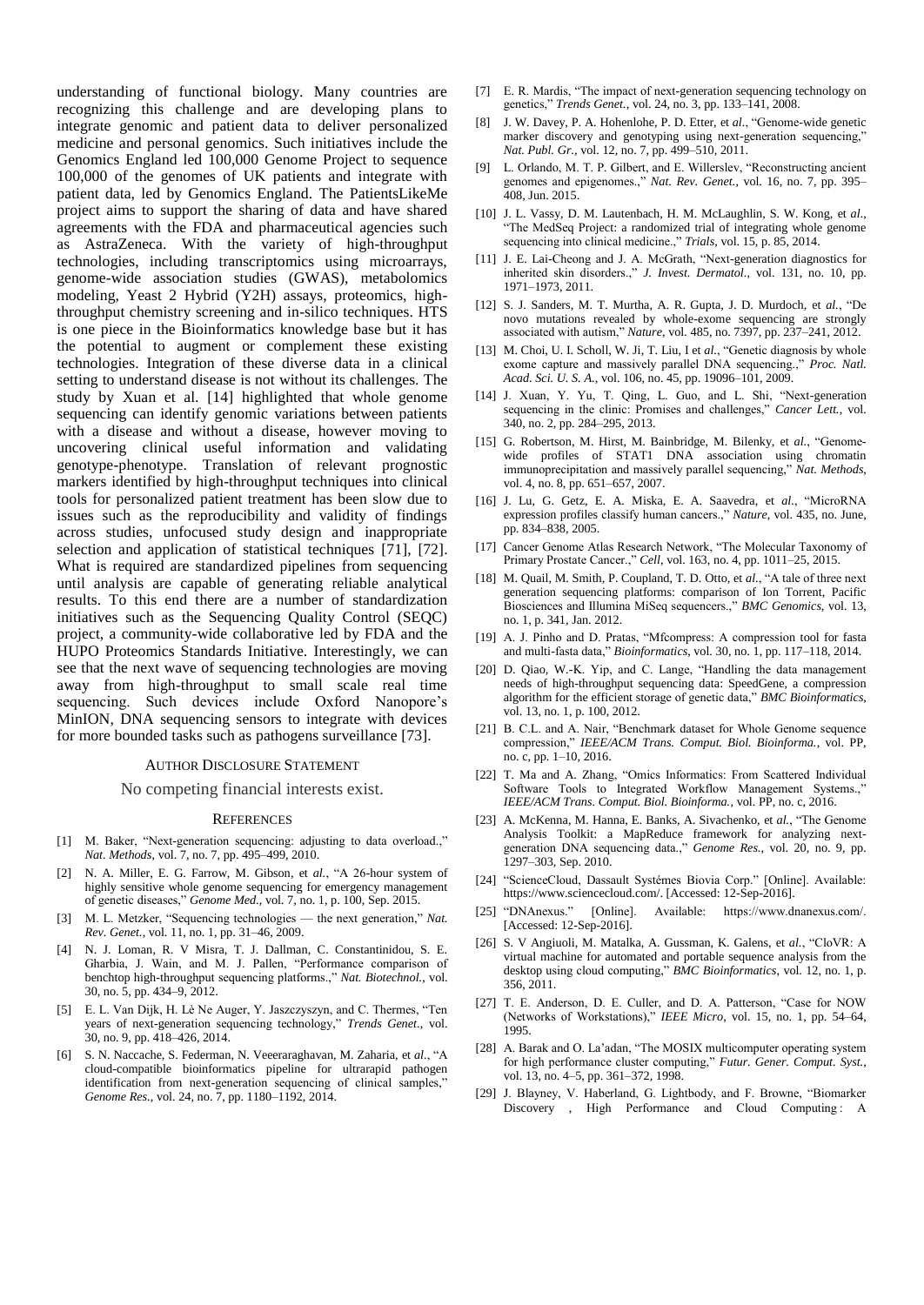understanding of functional biology. Many countries are recognizing this challenge and are developing plans to integrate genomic and patient data to deliver personalized medicine and personal genomics. Such initiatives include the Genomics England led 100,000 Genome Project to sequence 100,000 of the genomes of UK patients and integrate with patient data, led by Genomics England. The PatientsLikeMe project aims to support the sharing of data and have shared agreements with the FDA and pharmaceutical agencies such as AstraZeneca. With the variety of high-throughput technologies, including transcriptomics using microarrays, genome-wide association studies (GWAS), metabolomics modeling, Yeast 2 Hybrid (Y2H) assays, proteomics, high-throughput chemistry screening and in-silico techniques. HTS is one piece in the Bioinformatics knowledge base but it has the potential to augment or complement these existing technologies. Integration of these diverse data in a clinical setting to understand disease is not without its challenges. The study by Xuan et al. [14] highlighted that whole genome sequencing can identify genomic variations between patients with a disease and without a disease, however moving to uncovering clinical useful information and validating genotype-phenotype. Translation of relevant prognostic markers identified by high-throughput techniques into clinical tools for personalized patient treatment has been slow due to issues such as the reproducibility and validity of findings across studies, unfocused study design and inappropriate selection and application of statistical techniques [71], [72]. What is required are standardized pipelines from sequencing until analysis are capable of generating reliable analytical results. To this end there are a number of standardization initiatives such as the Sequencing Quality Control (SEQC) project, a community-wide collaborative led by FDA and the HUPO Proteomics Standards Initiative. Interestingly, we can see that the next wave of sequencing technologies are moving away from high-throughput to small scale real time sequencing. Such devices include Oxford Nanopore's MinION, DNA sequencing sensors to integrate with devices for more bounded tasks such as pathogens surveillance [73].

## Author Disclosure Statement

No competing financial interests exist.

## References

[1] M. Baker, "Next-generation sequencing: adjusting to data overload.," *Nat. Methods*, vol. 7, no. 7, pp. 495–499, 2010.

[2] N. A. Miller, E. G. Farrow, M. Gibson, et *al.*, "A 26-hour system of highly sensitive whole genome sequencing for emergency management of genetic diseases," *Genome Med.*, vol. 7, no. 1, p. 100, Sep. 2015.

[3] M. L. Metzker, "Sequencing technologies — the next generation," *Nat. Rev. Genet.*, vol. 11, no. 1, pp. 31–46, 2009.

[4] N. J. Loman, R. V Misra, T. J. Dallman, C. Constantinidou, S. E. Gharbia, J. Wain, and M. J. Pallen, "Performance comparison of benchtop high-throughput sequencing platforms.," *Nat. Biotechnol.*, vol. 30, no. 5, pp. 434–9, 2012.

[5] E. L. Van Dijk, H. Lè Ne Auger, Y. Jaszczyszyn, and C. Thermes, "Ten years of next-generation sequencing technology," *Trends Genet.*, vol. 30, no. 9, pp. 418–426, 2014.

[6] S. N. Naccache, S. Federman, N. Veeeraraghavan, M. Zaharia, et *al.*, "A cloud-compatible bioinformatics pipeline for ultrarapid pathogen identification from next-generation sequencing of clinical samples," *Genome Res.*, vol. 24, no. 7, pp. 1180–1192, 2014.

[7] E. R. Mardis, "The impact of next-generation sequencing technology on genetics," *Trends Genet.*, vol. 24, no. 3, pp. 133–141, 2008.

[8] J. W. Davey, P. A. Hohenlohe, P. D. Etter, et *al*., "Genome-wide genetic marker discovery and genotyping using next-generation sequencing," *Nat. Publ. Gr.*, vol. 12, no. 7, pp. 499–510, 2011.

[9] L. Orlando, M. T. P. Gilbert, and E. Willerslev, "Reconstructing ancient genomes and epigenomes.," *Nat. Rev. Genet.*, vol. 16, no. 7, pp. 395–408, Jun. 2015.

[10] J. L. Vassy, D. M. Lautenbach, H. M. McLaughlin, S. W. Kong, et *al*., "The MedSeq Project: a randomized trial of integrating whole genome sequencing into clinical medicine.," *Trials*, vol. 15, p. 85, 2014.

[11] J. E. Lai-Cheong and J. A. McGrath, "Next-generation diagnostics for inherited skin disorders.," *J. Invest. Dermatol.*, vol. 131, no. 10, pp. 1971–1973, 2011.

[12] S. J. Sanders, M. T. Murtha, A. R. Gupta, J. D. Murdoch, et *al.*, "De novo mutations revealed by whole-exome sequencing are strongly associated with autism," *Nature*, vol. 485, no. 7397, pp. 237–241, 2012.

[13] M. Choi, U. I. Scholl, W. Ji, T. Liu, I et *al*., "Genetic diagnosis by whole exome capture and massively parallel DNA sequencing.," *Proc. Natl. Acad. Sci. U. S. A.*, vol. 106, no. 45, pp. 19096–101, 2009.

[14] J. Xuan, Y. Yu, T. Qing, L. Guo, and L. Shi, "Next-generation sequencing in the clinic: Promises and challenges," *Cancer Lett.*, vol. 340, no. 2, pp. 284–295, 2013.

[15] G. Robertson, M. Hirst, M. Bainbridge, M. Bilenky, et *al.*, "Genome-wide profiles of STAT1 DNA association using chromatin immunoprecipitation and massively parallel sequencing," *Nat. Methods*, vol. 4, no. 8, pp. 651–657, 2007.

[16] J. Lu, G. Getz, E. A. Miska, E. A. Saavedra, et *al*., "MicroRNA expression profiles classify human cancers.," *Nature*, vol. 435, no. June, pp. 834–838, 2005.

[17] Cancer Genome Atlas Research Network, "The Molecular Taxonomy of Primary Prostate Cancer.," *Cell*, vol. 163, no. 4, pp. 1011–25, 2015.

[18] M. Quail, M. Smith, P. Coupland, T. D. Otto, et *al*, "A tale of three next generation sequencing platforms: comparison of Ion Torrent, Pacific Biosciences and Illumina MiSeq sequencers.," *BMC Genomics*, vol. 13, no. 1, p. 341, Jan. 2012.

[19] A. J. Pinho and D. Pratas, "Mfcompress: A compression tool for fasta and multi-fasta data," *Bioinformatics*, vol. 30, no. 1, pp. 117–118, 2014.

[20] D. Qiao, W.-K. Yip, and C. Lange, "Handling the data management needs of high-throughput sequencing data: SpeedGene, a compression algorithm for the efficient storage of genetic data," *BMC Bioinformatics*, vol. 13, no. 1, p. 100, 2012.

[21] B. C.L. and A. Nair, "Benchmark dataset for Whole Genome sequence compression," *IEEE/ACM Trans. Comput. Biol. Bioinforma.*, vol. PP, no. c, pp. 1–10, 2016.

[22] T. Ma and A. Zhang, "Omics Informatics: From Scattered Individual Software Tools to Integrated Workflow Management Systems.," *IEEE/ACM Trans. Comput. Biol. Bioinforma.*, vol. PP, no. c, 2016.

[23] A. McKenna, M. Hanna, E. Banks, A. Sivachenko, et *al.*, "The Genome Analysis Toolkit: a MapReduce framework for analyzing next-generation DNA sequencing data.," *Genome Res.*, vol. 20, no. 9, pp. 1297–303, Sep. 2010.

[24] "ScienceCloud, Dassault Systémes Biovia Corp." [Online]. Available: https://www.sciencecloud.com/. [Accessed: 12-Sep-2016].

[25] "DNAnexus." [Online]. Available: https://www.dnanexus.com/. [Accessed: 12-Sep-2016].

[26] S. V Angiuoli, M. Matalka, A. Gussman, K. Galens, et *al.*, "CloVR: A virtual machine for automated and portable sequence analysis from the desktop using cloud computing," *BMC Bioinformatics*, vol. 12, no. 1, p. 356, 2011.

[27] T. E. Anderson, D. E. Culler, and D. A. Patterson, "Case for NOW (Networks of Workstations)," *IEEE Micro*, vol. 15, no. 1, pp. 54–64, 1995.

[28] A. Barak and O. La'adan, "The MOSIX multicomputer operating system for high performance cluster computing," *Futur. Gener. Comput. Syst.*, vol. 13, no. 4–5, pp. 361–372, 1998.

[29] J. Blayney, V. Haberland, G. Lightbody, and F. Browne, "Biomarker Discovery , High Performance and Cloud Computing : A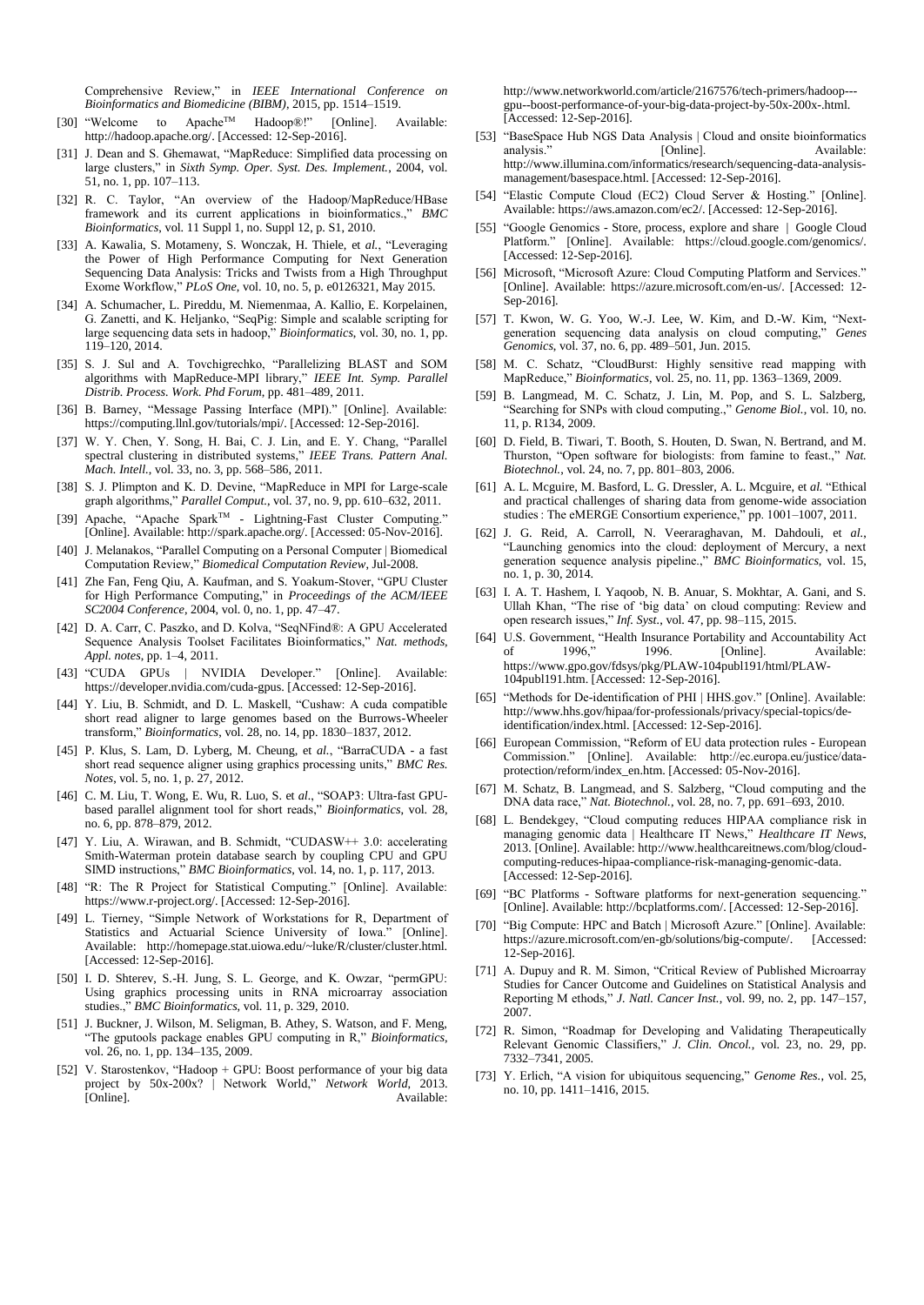Comprehensive Review," in *IEEE International Conference on Bioinformatics and Biomedicine (BIBM)*, 2015, pp. 1514–1519.

[30] "Welcome to Apache™ Hadoop®!" [Online]. Available: http://hadoop.apache.org/. [Accessed: 12-Sep-2016].

[31] J. Dean and S. Ghemawat, "MapReduce: Simplified data processing on large clusters," in *Sixth Symp. Oper. Syst. Des. Implement.*, 2004, vol. 51, no. 1, pp. 107–113.

[32] R. C. Taylor, "An overview of the Hadoop/MapReduce/HBase framework and its current applications in bioinformatics.," *BMC Bioinformatics*, vol. 11 Suppl 1, no. Suppl 12, p. S1, 2010.

[33] A. Kawalia, S. Motameny, S. Wonczak, H. Thiele, et *al.*, "Leveraging the Power of High Performance Computing for Next Generation Sequencing Data Analysis: Tricks and Twists from a High Throughput Exome Workflow," *PLoS One*, vol. 10, no. 5, p. e0126321, May 2015.

[34] A. Schumacher, L. Pireddu, M. Niemenmaa, A. Kallio, E. Korpelainen, G. Zanetti, and K. Heljanko, "SeqPig: Simple and scalable scripting for large sequencing data sets in hadoop," *Bioinformatics*, vol. 30, no. 1, pp. 119–120, 2014.

[35] S. J. Sul and A. Tovchigrechko, "Parallelizing BLAST and SOM algorithms with MapReduce-MPI library," *IEEE Int. Symp. Parallel Distrib. Process. Work. Phd Forum*, pp. 481–489, 2011.

[36] B. Barney, "Message Passing Interface (MPI)." [Online]. Available: https://computing.llnl.gov/tutorials/mpi/. [Accessed: 12-Sep-2016].

[37] W. Y. Chen, Y. Song, H. Bai, C. J. Lin, and E. Y. Chang, "Parallel spectral clustering in distributed systems," *IEEE Trans. Pattern Anal. Mach. Intell.*, vol. 33, no. 3, pp. 568–586, 2011.

[38] S. J. Plimpton and K. D. Devine, "MapReduce in MPI for Large-scale graph algorithms," *Parallel Comput.*, vol. 37, no. 9, pp. 610–632, 2011.

[39] Apache, "Apache Spark™ - Lightning-Fast Cluster Computing." [Online]. Available: http://spark.apache.org/. [Accessed: 05-Nov-2016].

[40] J. Melanakos, "Parallel Computing on a Personal Computer | Biomedical Computation Review," *Biomedical Computation Review*, Jul-2008.

[41] Zhe Fan, Feng Qiu, A. Kaufman, and S. Yoakum-Stover, "GPU Cluster for High Performance Computing," in *Proceedings of the ACM/IEEE SC2004 Conference*, 2004, vol. 0, no. 1, pp. 47–47.

[42] D. A. Carr, C. Paszko, and D. Kolva, "SeqNFind®: A GPU Accelerated Sequence Analysis Toolset Facilitates Bioinformatics," *Nat. methods, Appl. notes*, pp. 1–4, 2011.

[43] "CUDA GPUs | NVIDIA Developer." [Online]. Available: https://developer.nvidia.com/cuda-gpus. [Accessed: 12-Sep-2016].

[44] Y. Liu, B. Schmidt, and D. L. Maskell, "Cushaw: A cuda compatible short read aligner to large genomes based on the Burrows-Wheeler transform," *Bioinformatics*, vol. 28, no. 14, pp. 1830–1837, 2012.

[45] P. Klus, S. Lam, D. Lyberg, M. Cheung, et *al.*, "BarraCUDA - a fast short read sequence aligner using graphics processing units," *BMC Res. Notes*, vol. 5, no. 1, p. 27, 2012.

[46] C. M. Liu, T. Wong, E. Wu, R. Luo, S. et *al.*, "SOAP3: Ultra-fast GPU-based parallel alignment tool for short reads," *Bioinformatics*, vol. 28, no. 6, pp. 878–879, 2012.

[47] Y. Liu, A. Wirawan, and B. Schmidt, "CUDASW++ 3.0: accelerating Smith-Waterman protein database search by coupling CPU and GPU SIMD instructions," *BMC Bioinformatics*, vol. 14, no. 1, p. 117, 2013.

[48] "R: The R Project for Statistical Computing." [Online]. Available: https://www.r-project.org/. [Accessed: 12-Sep-2016].

[49] L. Tierney, "Simple Network of Workstations for R, Department of Statistics and Actuarial Science University of Iowa." [Online]. Available: http://homepage.stat.uiowa.edu/~luke/R/cluster/cluster.html. [Accessed: 12-Sep-2016].

[50] I. D. Shterev, S.-H. Jung, S. L. George, and K. Owzar, "permGPU: Using graphics processing units in RNA microarray association studies.," *BMC Bioinformatics*, vol. 11, p. 329, 2010.

[51] J. Buckner, J. Wilson, M. Seligman, B. Athey, S. Watson, and F. Meng, "The gputools package enables GPU computing in R," *Bioinformatics*, vol. 26, no. 1, pp. 134–135, 2009.

[52] V. Starostenkov, "Hadoop + GPU: Boost performance of your big data project by 50x-200x? | Network World," *Network World*, 2013. [Online]. Available: http://www.networkworld.com/article/2167576/tech-primers/hadoop---gpu--boost-performance-of-your-big-data-project-by-50x-200x-.html. [Accessed: 12-Sep-2016].

[53] "BaseSpace Hub NGS Data Analysis | Cloud and onsite bioinformatics analysis." [Online]. Available: http://www.illumina.com/informatics/research/sequencing-data-analysis-management/basespace.html. [Accessed: 12-Sep-2016].

[54] "Elastic Compute Cloud (EC2) Cloud Server & Hosting." [Online]. Available: https://aws.amazon.com/ec2/. [Accessed: 12-Sep-2016].

[55] "Google Genomics - Store, process, explore and share | Google Cloud Platform." [Online]. Available: https://cloud.google.com/genomics/. [Accessed: 12-Sep-2016].

[56] Microsoft, "Microsoft Azure: Cloud Computing Platform and Services." [Online]. Available: https://azure.microsoft.com/en-us/. [Accessed: 12-Sep-2016].

[57] T. Kwon, W. G. Yoo, W.-J. Lee, W. Kim, and D.-W. Kim, "Next-generation sequencing data analysis on cloud computing," *Genes Genomics*, vol. 37, no. 6, pp. 489–501, Jun. 2015.

[58] M. C. Schatz, "CloudBurst: Highly sensitive read mapping with MapReduce," *Bioinformatics*, vol. 25, no. 11, pp. 1363–1369, 2009.

[59] B. Langmead, M. C. Schatz, J. Lin, M. Pop, and S. L. Salzberg, "Searching for SNPs with cloud computing.," *Genome Biol.*, vol. 10, no. 11, p. R134, 2009.

[60] D. Field, B. Tiwari, T. Booth, S. Houten, D. Swan, N. Bertrand, and M. Thurston, "Open software for biologists: from famine to feast.," *Nat. Biotechnol.*, vol. 24, no. 7, pp. 801–803, 2006.

[61] A. L. Mcguire, M. Basford, L. G. Dressler, A. L. Mcguire, et *al.* "Ethical and practical challenges of sharing data from genome-wide association studies : The eMERGE Consortium experience," pp. 1001–1007, 2011.

[62] J. G. Reid, A. Carroll, N. Veeraraghavan, M. Dahdouli, et *al.*, "Launching genomics into the cloud: deployment of Mercury, a next generation sequence analysis pipeline.," *BMC Bioinformatics*, vol. 15, no. 1, p. 30, 2014.

[63] I. A. T. Hashem, I. Yaqoob, N. B. Anuar, S. Mokhtar, A. Gani, and S. Ullah Khan, "The rise of 'big data' on cloud computing: Review and open research issues," *Inf. Syst.*, vol. 47, pp. 98–115, 2015.

[64] U.S. Government, "Health Insurance Portability and Accountability Act of 1996," 1996. [Online]. Available: https://www.gpo.gov/fdsys/pkg/PLAW-104publ191/html/PLAW-104publ191.htm. [Accessed: 12-Sep-2016].

[65] "Methods for De-identification of PHI | HHS.gov." [Online]. Available: http://www.hhs.gov/hipaa/for-professionals/privacy/special-topics/de-identification/index.html. [Accessed: 12-Sep-2016].

[66] European Commission, "Reform of EU data protection rules - European Commission." [Online]. Available: http://ec.europa.eu/justice/data-protection/reform/index_en.htm. [Accessed: 05-Nov-2016].

[67] M. Schatz, B. Langmead, and S. Salzberg, "Cloud computing and the DNA data race," *Nat. Biotechnol.*, vol. 28, no. 7, pp. 691–693, 2010.

[68] L. Bendekgey, "Cloud computing reduces HIPAA compliance risk in managing genomic data | Healthcare IT News," *Healthcare IT News*, 2013. [Online]. Available: http://www.healthcareitnews.com/blog/cloud-computing-reduces-hipaa-compliance-risk-managing-genomic-data. [Accessed: 12-Sep-2016].

[69] "BC Platforms - Software platforms for next-generation sequencing." [Online]. Available: http://bcplatforms.com/. [Accessed: 12-Sep-2016].

[70] "Big Compute: HPC and Batch | Microsoft Azure." [Online]. Available: https://azure.microsoft.com/en-gb/solutions/big-compute/. [Accessed: 12-Sep-2016].

[71] A. Dupuy and R. M. Simon, "Critical Review of Published Microarray Studies for Cancer Outcome and Guidelines on Statistical Analysis and Reporting M ethods," *J. Natl. Cancer Inst.*, vol. 99, no. 2, pp. 147–157, 2007.

[72] R. Simon, "Roadmap for Developing and Validating Therapeutically Relevant Genomic Classifiers," *J. Clin. Oncol.*, vol. 23, no. 29, pp. 7332–7341, 2005.

[73] Y. Erlich, "A vision for ubiquitous sequencing," *Genome Res.*, vol. 25, no. 10, pp. 1411–1416, 2015.